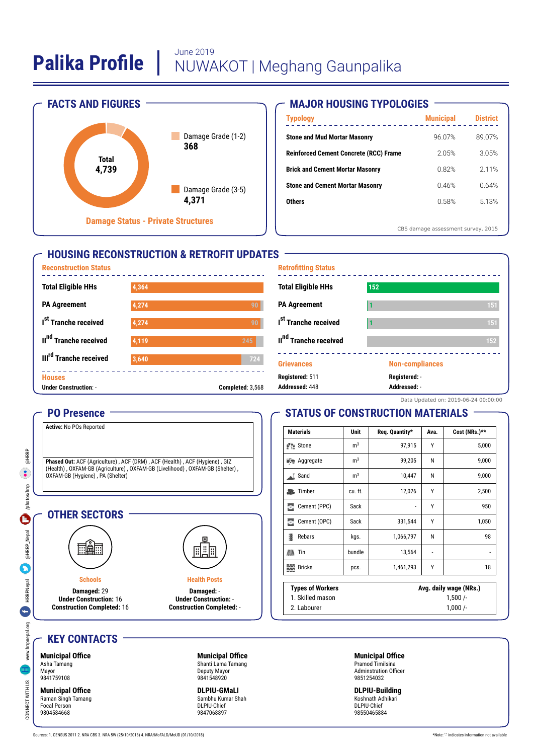# Palika Profile | June 2019 NUWAKOT | Meghang Gaunpalika

## FACTS AND FIGURES

Total 4,739

Damage Grade (1-2) **368**

Damage Grade (3-5) **4,371**

Damage Status - Private Structures

## MAJOR HOUSING TYPOLOGIES

| Typology | Municipal | District |
|---|---|---|
| Stone and Mud Mortar Masonry | 96.07% | 89.07% |
| Reinforced Cement Concrete (RCC) Frame | 2.05% | 3.05% |
| Brick and Cement Mortar Masonry | 0.82% | 2.11% |
| Stone and Cement Mortar Masonry | 0.46% | 0.64% |
| Others | 0.58% | 5.13% |

CBS damage assessment survey, 2015

## HOUSING RECONSTRUCTION & RETROFIT UPDATES

### Reconstruction Status

| | Received | Remaining |
|---|---|---|
| Total Eligible HHs | 4,364 | |
| PA Agreement | 4,274 | 90 |
| Ist Tranche received | 4,274 | 90 |
| IInd Tranche received | 4,119 | 245 |
| IIIrd Tranche received | 3,640 | 724 |

**Houses**
Under Construction: -
Completed: 3,568

### Retrofitting Status

| | Received | Remaining |
|---|---|---|
| Total Eligible HHs | 152 | |
| PA Agreement | 1 | 151 |
| Ist Tranche received | 1 | 151 |
| IInd Tranche received | | 152 |

**Grievances**
Registered: 511
Addressed: 448

**Non-compliances**
Registered: -
Addressed: -

Data Updated on: 2019-06-24 00:00:00

## PO Presence

**Active:** No POs Reported

**Phased Out:** ACF (Agriculture) , ACF (DRM) , ACF (Health) , ACF (Hygiene) , GIZ (Health) , OXFAM-GB (Agriculture) , OXFAM-GB (Livelihood) , OXFAM-GB (Shelter) , OXFAM-GB (Hygiene) , PA (Shelter)

## STATUS OF CONSTRUCTION MATERIALS

| Materials | Unit | Req. Quantity* | Ava. | Cost (NRs.)** |
|---|---|---|---|---|
| Stone | $m^3$ | 97,915 | Y | 5,000 |
| Aggregate | $m^3$ | 99,205 | N | 9,000 |
| Sand | $m^3$ | 10,447 | N | 9,000 |
| Timber | cu. ft. | 12,026 | Y | 2,500 |
| Cement (PPC) | Sack | - | Y | 950 |
| Cement (OPC) | Sack | 331,544 | Y | 1,050 |
| Rebars | kgs. | 1,066,797 | N | 98 |
| Tin | bundle | 13,564 | - | - |
| Bricks | pcs. | 1,461,293 | Y | 18 |

| Types of Workers | Avg. daily wage (NRs.) |
|---|---|
| 1. Skilled mason | 1,500 /- |
| 2. Labourer | 1,000 /- |

## OTHER SECTORS

**Schools**
**Damaged:** 29
**Under Construction:** 16
**Construction Completed:** 16

**Health Posts**
**Damaged:** -
**Under Construction:** -
**Construction Completed:** -

## KEY CONTACTS

**Municipal Office**
Asha Tamang
Mayor
9841759108

**Municipal Office**
Shanti Lama Tamang
Deputy Mayor
9841548920

**Municipal Office**
Pramod Timilsina
Adminstration Officer
9851254032

**Municipal Office**
Raman Singh Tamang
Focal Person
9804584668

**DLPIU-GMaLI**
Sambhu Kumar Shah
DLPIU-Chief
9847068897

**DLPIU-Building**
Koshnath Adhikari
DLPIU-Chief
98550465884

CONNECT WITH US: www.hrrpnepal.org | HRRPNepal | @HRRP_Nepal | /photos/hrrp | @HRRP

Sources: 1. CENSUS 2011 2. NRA CBS 3. NRA 5W (25/10/2018) 4. NRA/MoFALD/MoUD (01/10/2018)

*Note: '-' indicates information not available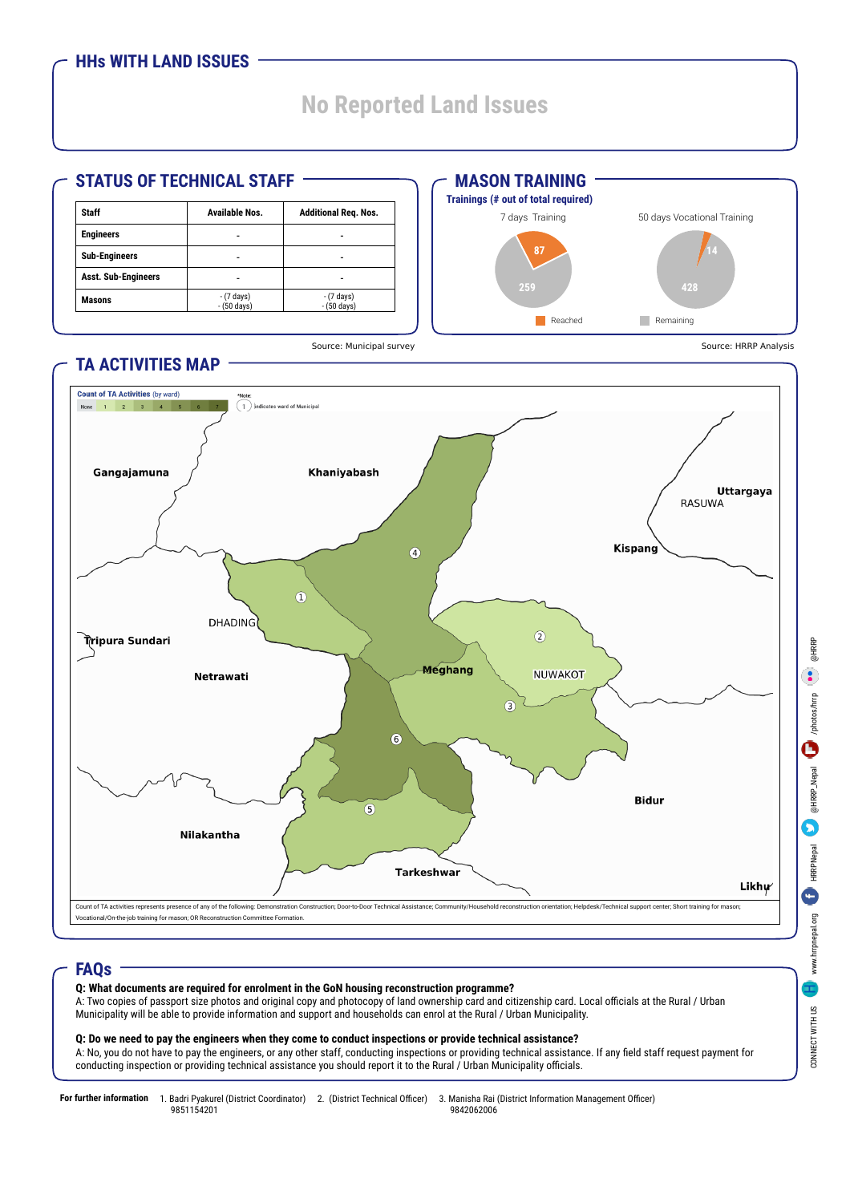## HHs WITH LAND ISSUES

No Reported Land Issues

## STATUS OF TECHNICAL STAFF

| Staff | Available Nos. | Additional Req. Nos. |
|---|---|---|
| Engineers | - | - |
| Sub-Engineers | - | - |
| Asst. Sub-Engineers | - | - |
| Masons | - (7 days)<br>- (50 days) | - (7 days)<br>- (50 days) |

Source: Municipal survey

## MASON TRAINING

**Trainings (# out of total required)**

7 days Training

87

259

50 days Vocational Training

14

428

Reached

Remaining

Source: HRRP Analysis

## TA ACTIVITIES MAP

Count of TA Activities (by ward)

None 1 2 3 4 5 6 7

*Note: 1 indicates ward of Municipal

Gangajamuna

Khaniyabash

Uttargaya

RASUWA

Kispang

DHADING

Tripura Sundari

Netrawati

Meghang

NUWAKOT

Bidur

Nilakantha

Tarkeshwar

Likhu

1 2 3 4 5 6

Count of TA activities represents presence of any of the following: Demonstration Construction; Door-to-Door Technical Assistance; Community/Household reconstruction orientation; Helpdesk/Technical support center; Short training for mason; Vocational/On-the-job training for mason; OR Reconstruction Committee Formation.

## FAQs

**Q: What documents are required for enrolment in the GoN housing reconstruction programme?**

A: Two copies of passport size photos and original copy and photocopy of land ownership card and citizenship card. Local officials at the Rural / Urban Municipality will be able to provide information and support and households can enrol at the Rural / Urban Municipality.

**Q: Do we need to pay the engineers when they come to conduct inspections or provide technical assistance?**

A: No, you do not have to pay the engineers, or any other staff, conducting inspections or providing technical assistance. If any field staff request payment for conducting inspection or providing technical assistance you should report it to the Rural / Urban Municipality officials.

**For further information** 1. Badri Pyakurel (District Coordinator) 9851154201 2. (District Technical Officer) 3. Manisha Rai (District Information Management Officer) 9842062006

CONNECT WITH US www.hrrpnepal.org HRRPNepal @HRRP_Nepal /photos/hrrp @HRRP